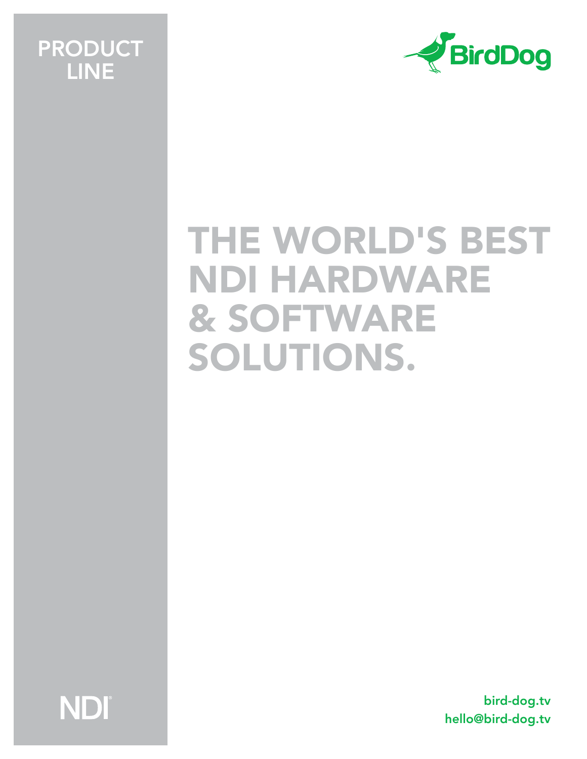PRODUCT LINE

BirdDog

# THE WORLD'S BEST NDI HARDWARE & SOFTWARE SOLUTIONS.

NDI®

bird-dog.tv
hello@bird-dog.tv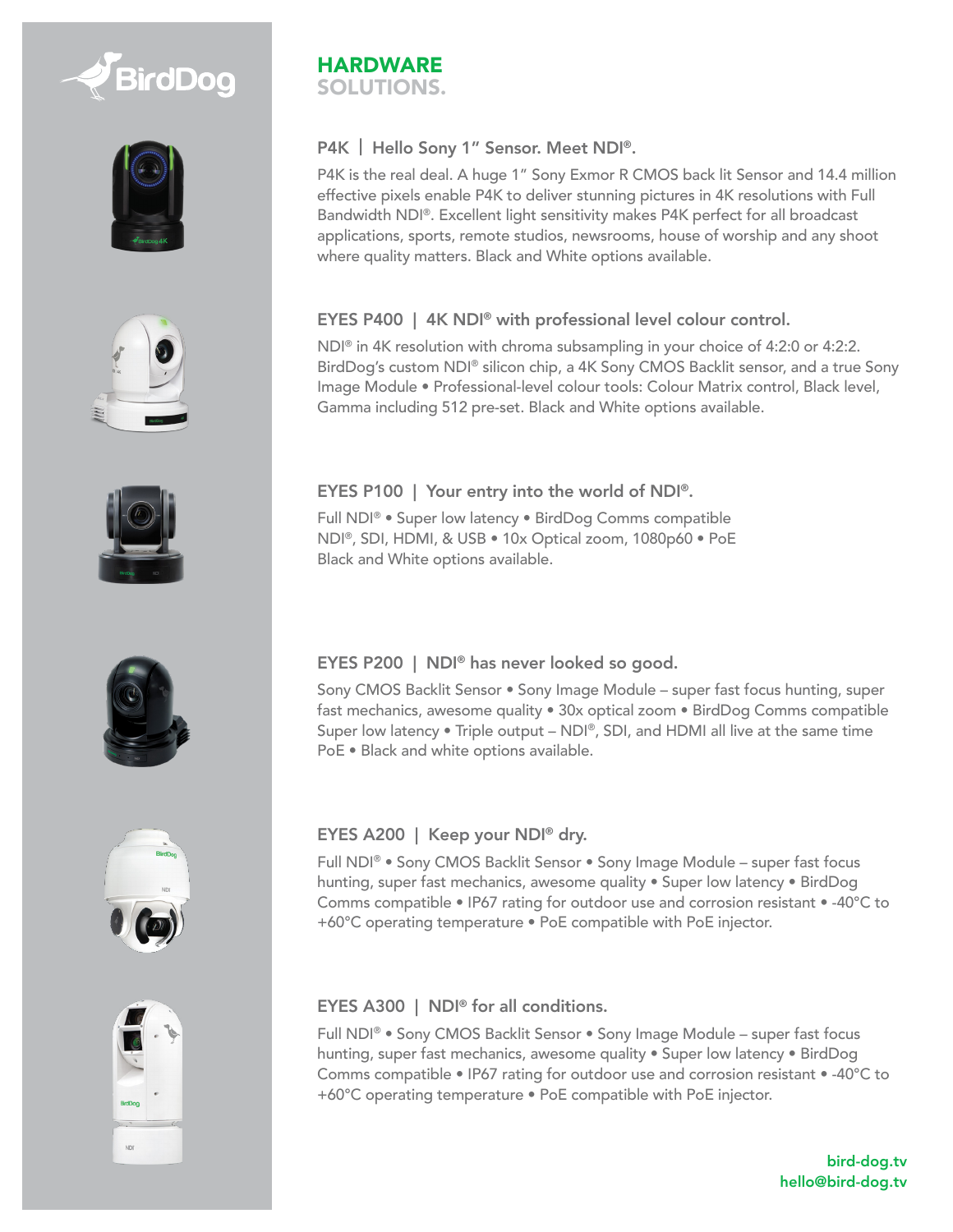# HARDWARE SOLUTIONS.

### P4K | Hello Sony 1" Sensor. Meet NDI®.

P4K is the real deal. A huge 1" Sony Exmor R CMOS back lit Sensor and 14.4 million effective pixels enable P4K to deliver stunning pictures in 4K resolutions with Full Bandwidth NDI®. Excellent light sensitivity makes P4K perfect for all broadcast applications, sports, remote studios, newsrooms, house of worship and any shoot where quality matters. Black and White options available.

### EYES P400 | 4K NDI® with professional level colour control.

NDI® in 4K resolution with chroma subsampling in your choice of 4:2:0 or 4:2:2. BirdDog's custom NDI® silicon chip, a 4K Sony CMOS Backlit sensor, and a true Sony Image Module • Professional-level colour tools: Colour Matrix control, Black level, Gamma including 512 pre-set. Black and White options available.

### EYES P100 | Your entry into the world of NDI®.

Full NDI® • Super low latency • BirdDog Comms compatible
NDI®, SDI, HDMI, & USB • 10x Optical zoom, 1080p60 • PoE
Black and White options available.

### EYES P200 | NDI® has never looked so good.

Sony CMOS Backlit Sensor • Sony Image Module – super fast focus hunting, super fast mechanics, awesome quality • 30x optical zoom • BirdDog Comms compatible
Super low latency • Triple output – NDI®, SDI, and HDMI all live at the same time
PoE • Black and white options available.

### EYES A200 | Keep your NDI® dry.

Full NDI® • Sony CMOS Backlit Sensor • Sony Image Module – super fast focus hunting, super fast mechanics, awesome quality • Super low latency • BirdDog Comms compatible • IP67 rating for outdoor use and corrosion resistant • -40°C to +60°C operating temperature • PoE compatible with PoE injector.

### EYES A300 | NDI® for all conditions.

Full NDI® • Sony CMOS Backlit Sensor • Sony Image Module – super fast focus hunting, super fast mechanics, awesome quality • Super low latency • BirdDog Comms compatible • IP67 rating for outdoor use and corrosion resistant • -40°C to +60°C operating temperature • PoE compatible with PoE injector.

bird-dog.tv
hello@bird-dog.tv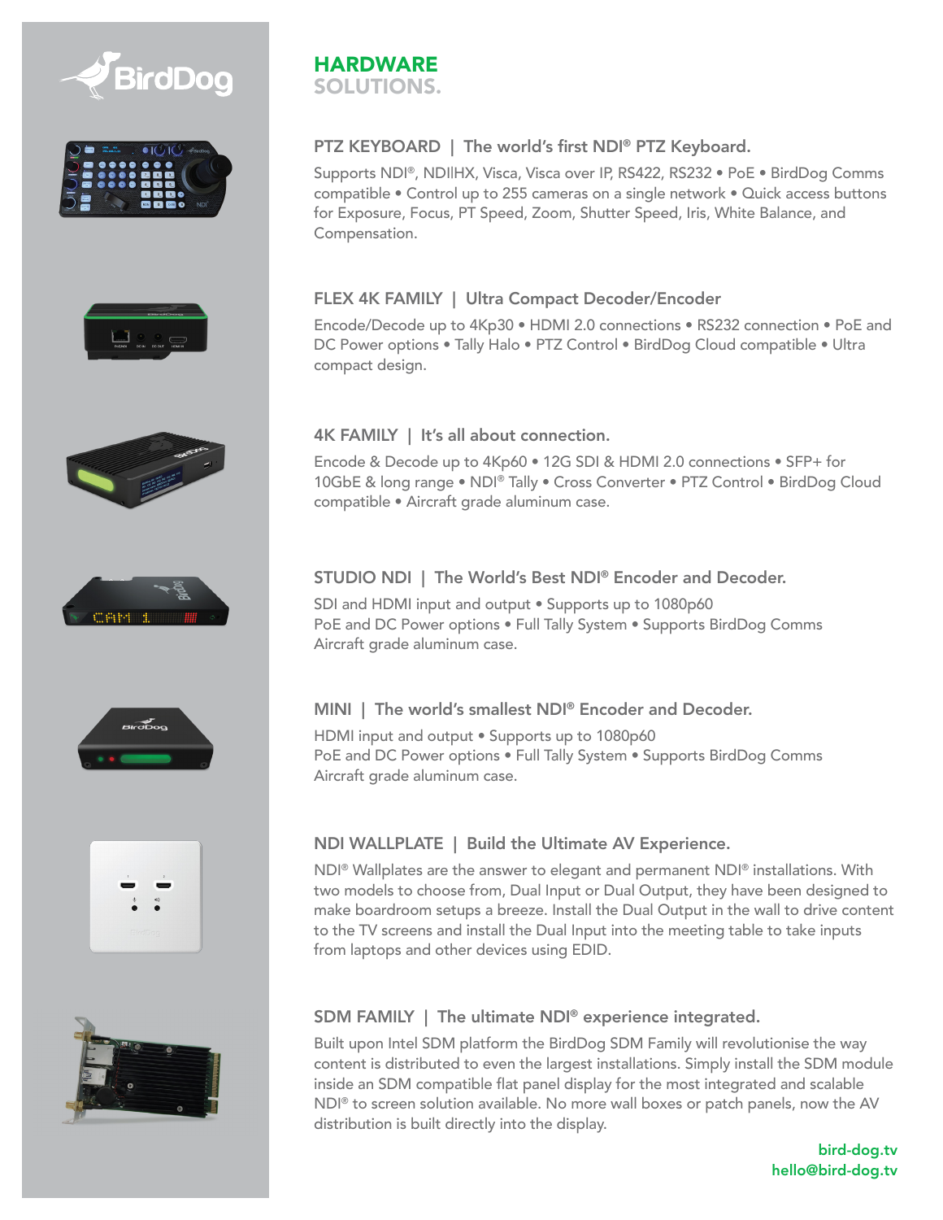# HARDWARE SOLUTIONS.

### PTZ KEYBOARD | The world's first NDI® PTZ Keyboard.

Supports NDI®, NDI|HX, Visca, Visca over IP, RS422, RS232 • PoE • BirdDog Comms compatible • Control up to 255 cameras on a single network • Quick access buttons for Exposure, Focus, PT Speed, Zoom, Shutter Speed, Iris, White Balance, and Compensation.

### FLEX 4K FAMILY | Ultra Compact Decoder/Encoder

Encode/Decode up to 4Kp30 • HDMI 2.0 connections • RS232 connection • PoE and DC Power options • Tally Halo • PTZ Control • BirdDog Cloud compatible • Ultra compact design.

### 4K FAMILY | It's all about connection.

Encode & Decode up to 4Kp60 • 12G SDI & HDMI 2.0 connections • SFP+ for 10GbE & long range • NDI® Tally • Cross Converter • PTZ Control • BirdDog Cloud compatible • Aircraft grade aluminum case.

### STUDIO NDI | The World's Best NDI® Encoder and Decoder.

SDI and HDMI input and output • Supports up to 1080p60
PoE and DC Power options • Full Tally System • Supports BirdDog Comms
Aircraft grade aluminum case.

### MINI | The world's smallest NDI® Encoder and Decoder.

HDMI input and output • Supports up to 1080p60
PoE and DC Power options • Full Tally System • Supports BirdDog Comms
Aircraft grade aluminum case.

### NDI WALLPLATE | Build the Ultimate AV Experience.

NDI® Wallplates are the answer to elegant and permanent NDI® installations. With two models to choose from, Dual Input or Dual Output, they have been designed to make boardroom setups a breeze. Install the Dual Output in the wall to drive content to the TV screens and install the Dual Input into the meeting table to take inputs from laptops and other devices using EDID.

### SDM FAMILY | The ultimate NDI® experience integrated.

Built upon Intel SDM platform the BirdDog SDM Family will revolutionise the way content is distributed to even the largest installations. Simply install the SDM module inside an SDM compatible flat panel display for the most integrated and scalable NDI® to screen solution available. No more wall boxes or patch panels, now the AV distribution is built directly into the display.

bird-dog.tv
hello@bird-dog.tv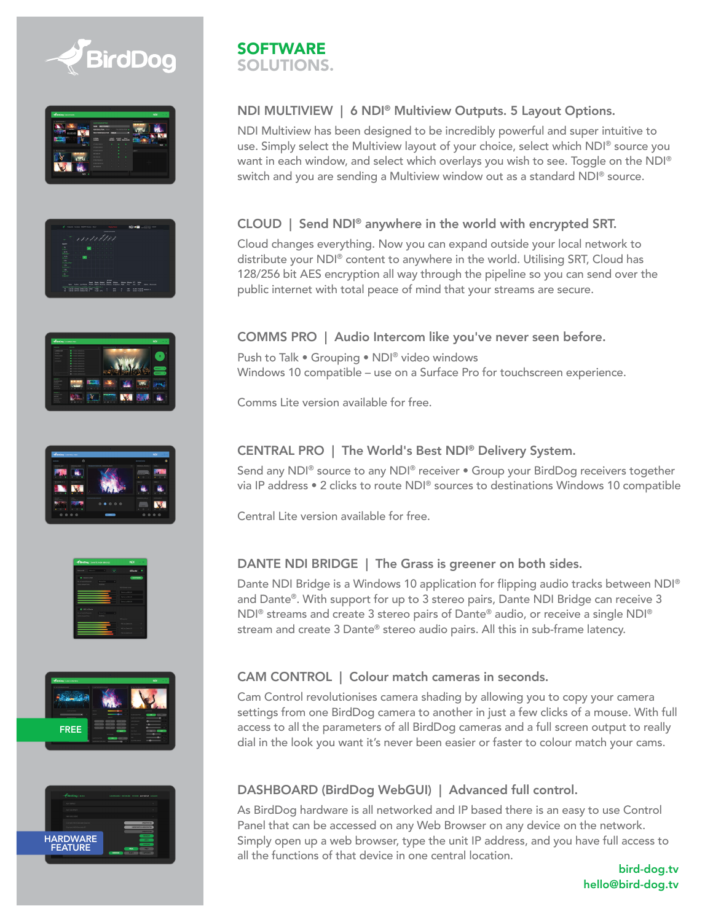BirdDog

# SOFTWARE SOLUTIONS.

## NDI MULTIVIEW | 6 NDI® Multiview Outputs. 5 Layout Options.

NDI Multiview has been designed to be incredibly powerful and super intuitive to use. Simply select the Multiview layout of your choice, select which NDI® source you want in each window, and select which overlays you wish to see. Toggle on the NDI® switch and you are sending a Multiview window out as a standard NDI® source.

## CLOUD | Send NDI® anywhere in the world with encrypted SRT.

Cloud changes everything. Now you can expand outside your local network to distribute your NDI® content to anywhere in the world. Utilising SRT, Cloud has 128/256 bit AES encryption all way through the pipeline so you can send over the public internet with total peace of mind that your streams are secure.

## COMMS PRO | Audio Intercom like you've never seen before.

Push to Talk • Grouping • NDI® video windows
Windows 10 compatible – use on a Surface Pro for touchscreen experience.

Comms Lite version available for free.

## CENTRAL PRO | The World's Best NDI® Delivery System.

Send any NDI® source to any NDI® receiver • Group your BirdDog receivers together via IP address • 2 clicks to route NDI® sources to destinations Windows 10 compatible

Central Lite version available for free.

## DANTE NDI BRIDGE | The Grass is greener on both sides.

Dante NDI Bridge is a Windows 10 application for flipping audio tracks between NDI® and Dante®. With support for up to 3 stereo pairs, Dante NDI Bridge can receive 3 NDI® streams and create 3 stereo pairs of Dante® audio, or receive a single NDI® stream and create 3 Dante® stereo audio pairs. All this in sub-frame latency.

FREE

## CAM CONTROL | Colour match cameras in seconds.

Cam Control revolutionises camera shading by allowing you to copy your camera settings from one BirdDog camera to another in just a few clicks of a mouse. With full access to all the parameters of all BirdDog cameras and a full screen output to really dial in the look you want it's never been easier or faster to colour match your cams.

HARDWARE FEATURE

## DASHBOARD (BirdDog WebGUI) | Advanced full control.

As BirdDog hardware is all networked and IP based there is an easy to use Control Panel that can be accessed on any Web Browser on any device on the network. Simply open up a web browser, type the unit IP address, and you have full access to all the functions of that device in one central location.

bird-dog.tv
hello@bird-dog.tv